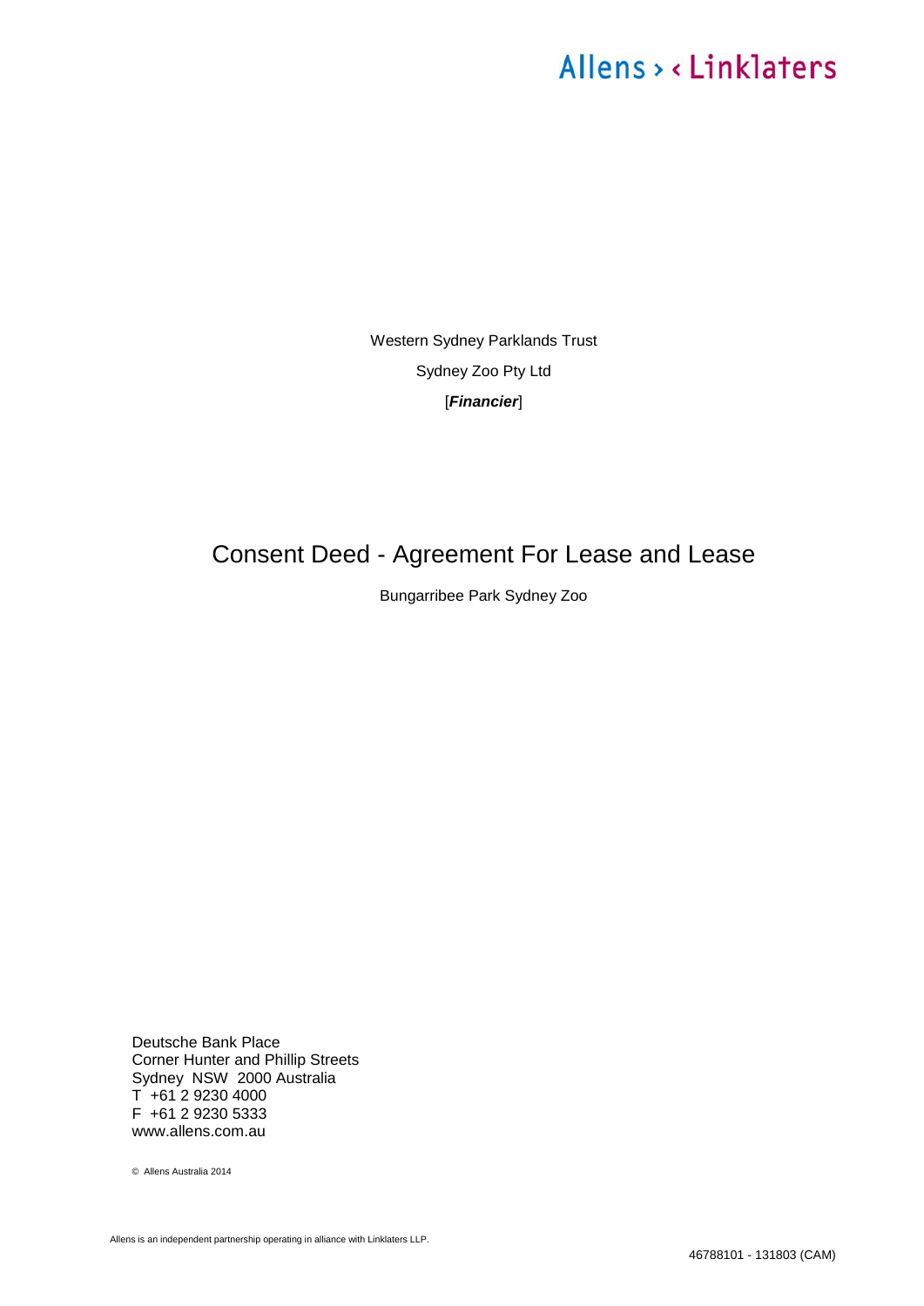Allens > < Linklaters

Western Sydney Parklands Trust

Sydney Zoo Pty Ltd

[***Financier***]

# Consent Deed - Agreement For Lease and Lease

Bungarribee Park Sydney Zoo

Deutsche Bank Place
Corner Hunter and Phillip Streets
Sydney NSW 2000 Australia
T +61 2 9230 4000
F +61 2 9230 5333
www.allens.com.au

© Allens Australia 2014

Allens is an independent partnership operating in alliance with Linklaters LLP.

46788101 - 131803 (CAM)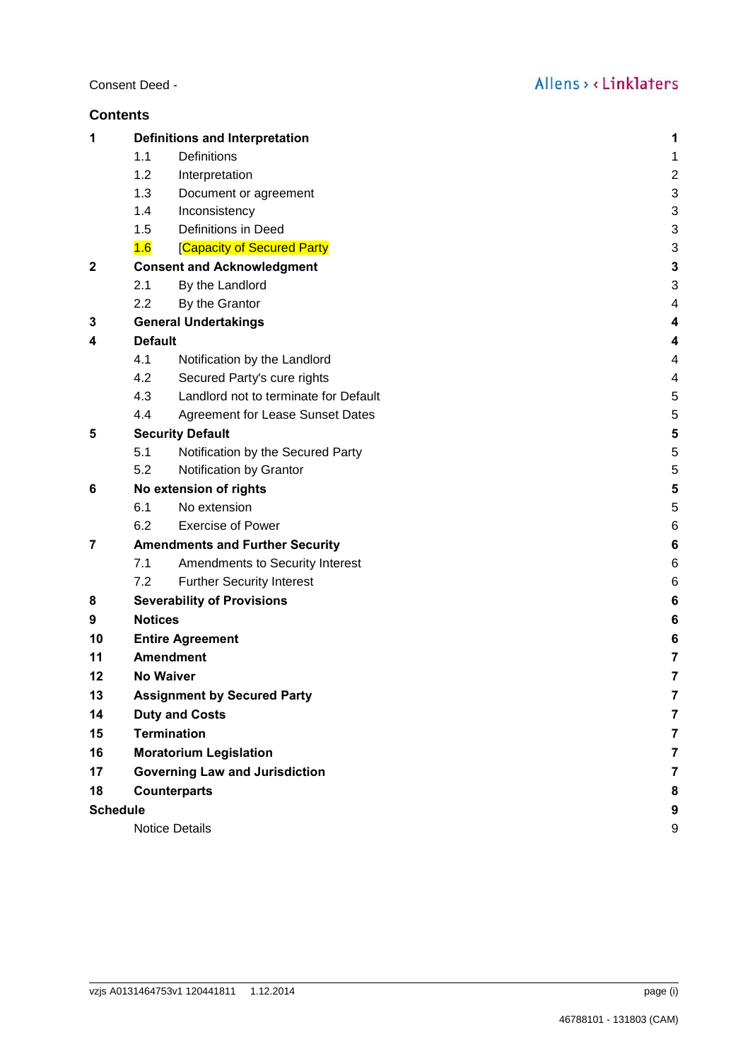## Contents

| | | | |
|---|---|---|---|
| **1** | **Definitions and Interpretation** | | **1** |
| | 1.1 | Definitions | 1 |
| | 1.2 | Interpretation | 2 |
| | 1.3 | Document or agreement | 3 |
| | 1.4 | Inconsistency | 3 |
| | 1.5 | Definitions in Deed | 3 |
| | 1.6 | [Capacity of Secured Party | 3 |
| **2** | **Consent and Acknowledgment** | | **3** |
| | 2.1 | By the Landlord | 3 |
| | 2.2 | By the Grantor | 4 |
| **3** | **General Undertakings** | | **4** |
| **4** | **Default** | | **4** |
| | 4.1 | Notification by the Landlord | 4 |
| | 4.2 | Secured Party's cure rights | 4 |
| | 4.3 | Landlord not to terminate for Default | 5 |
| | 4.4 | Agreement for Lease Sunset Dates | 5 |
| **5** | **Security Default** | | **5** |
| | 5.1 | Notification by the Secured Party | 5 |
| | 5.2 | Notification by Grantor | 5 |
| **6** | **No extension of rights** | | **5** |
| | 6.1 | No extension | 5 |
| | 6.2 | Exercise of Power | 6 |
| **7** | **Amendments and Further Security** | | **6** |
| | 7.1 | Amendments to Security Interest | 6 |
| | 7.2 | Further Security Interest | 6 |
| **8** | **Severability of Provisions** | | **6** |
| **9** | **Notices** | | **6** |
| **10** | **Entire Agreement** | | **6** |
| **11** | **Amendment** | | **7** |
| **12** | **No Waiver** | | **7** |
| **13** | **Assignment by Secured Party** | | **7** |
| **14** | **Duty and Costs** | | **7** |
| **15** | **Termination** | | **7** |
| **16** | **Moratorium Legislation** | | **7** |
| **17** | **Governing Law and Jurisdiction** | | **7** |
| **18** | **Counterparts** | | **8** |
| **Schedule** | | | **9** |
| | Notice Details | | 9 |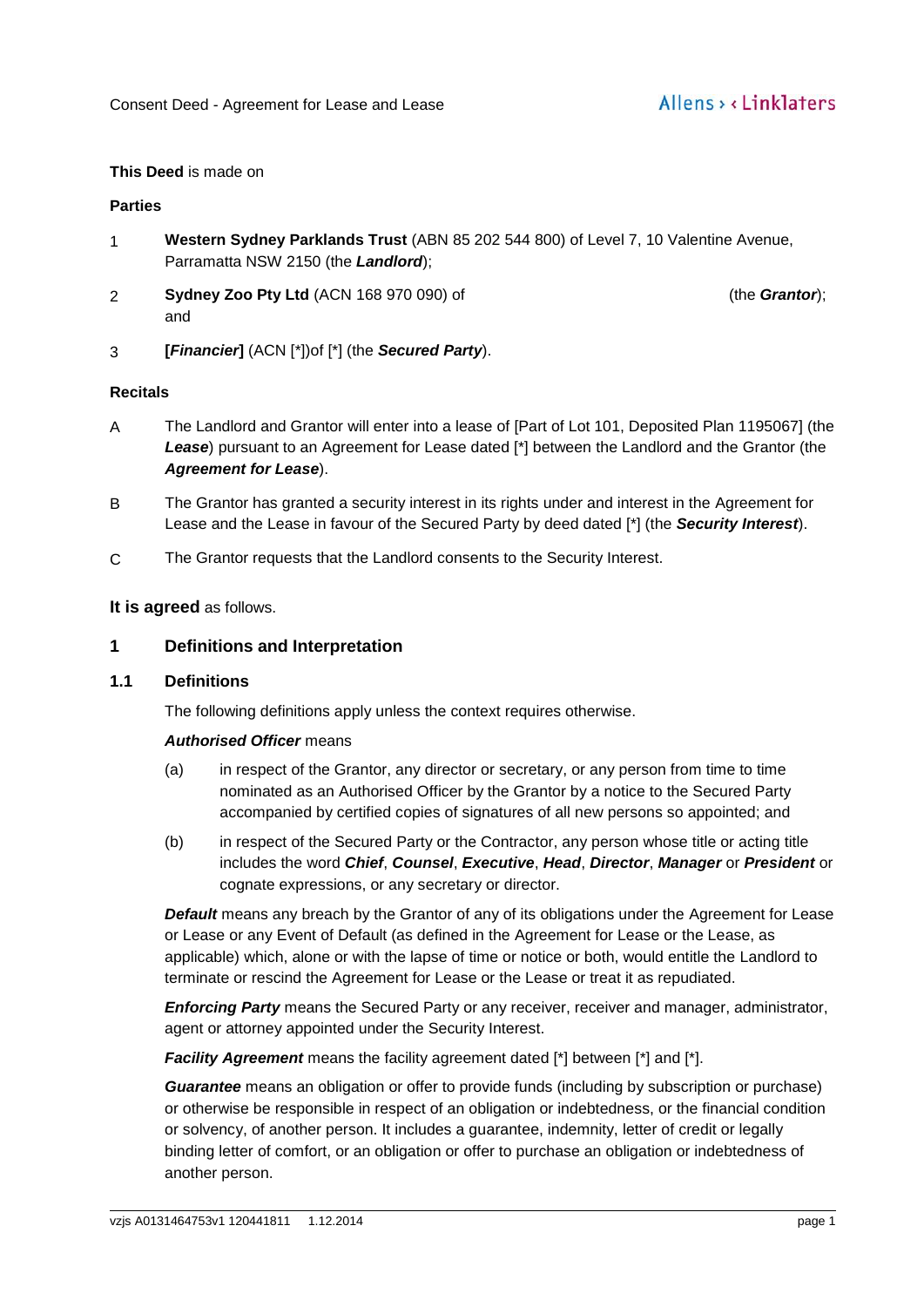**This Deed** is made on

**Parties**

1. **Western Sydney Parklands Trust** (ABN 85 202 544 800) of Level 7, 10 Valentine Avenue, Parramatta NSW 2150 (the ***Landlord***);
2. **Sydney Zoo Pty Ltd** (ACN 168 970 090) of (the ***Grantor***); and
3. **[*Financier*]** (ACN [*])of [*] (the ***Secured Party***).

**Recitals**

A. The Landlord and Grantor will enter into a lease of [Part of Lot 101, Deposited Plan 1195067] (the ***Lease***) pursuant to an Agreement for Lease dated [*] between the Landlord and the Grantor (the ***Agreement for Lease***).

B. The Grantor has granted a security interest in its rights under and interest in the Agreement for Lease and the Lease in favour of the Secured Party by deed dated [*] (the ***Security Interest***).

C. The Grantor requests that the Landlord consents to the Security Interest.

**It is agreed** as follows.

## 1 Definitions and Interpretation

### 1.1 Definitions

The following definitions apply unless the context requires otherwise.

***Authorised Officer*** means

(a) in respect of the Grantor, any director or secretary, or any person from time to time nominated as an Authorised Officer by the Grantor by a notice to the Secured Party accompanied by certified copies of signatures of all new persons so appointed; and

(b) in respect of the Secured Party or the Contractor, any person whose title or acting title includes the word ***Chief***, ***Counsel***, ***Executive***, ***Head***, ***Director***, ***Manager*** or ***President*** or cognate expressions, or any secretary or director.

***Default*** means any breach by the Grantor of any of its obligations under the Agreement for Lease or Lease or any Event of Default (as defined in the Agreement for Lease or the Lease, as applicable) which, alone or with the lapse of time or notice or both, would entitle the Landlord to terminate or rescind the Agreement for Lease or the Lease or treat it as repudiated.

***Enforcing Party*** means the Secured Party or any receiver, receiver and manager, administrator, agent or attorney appointed under the Security Interest.

***Facility Agreement*** means the facility agreement dated [*] between [*] and [*].

***Guarantee*** means an obligation or offer to provide funds (including by subscription or purchase) or otherwise be responsible in respect of an obligation or indebtedness, or the financial condition or solvency, of another person. It includes a guarantee, indemnity, letter of credit or legally binding letter of comfort, or an obligation or offer to purchase an obligation or indebtedness of another person.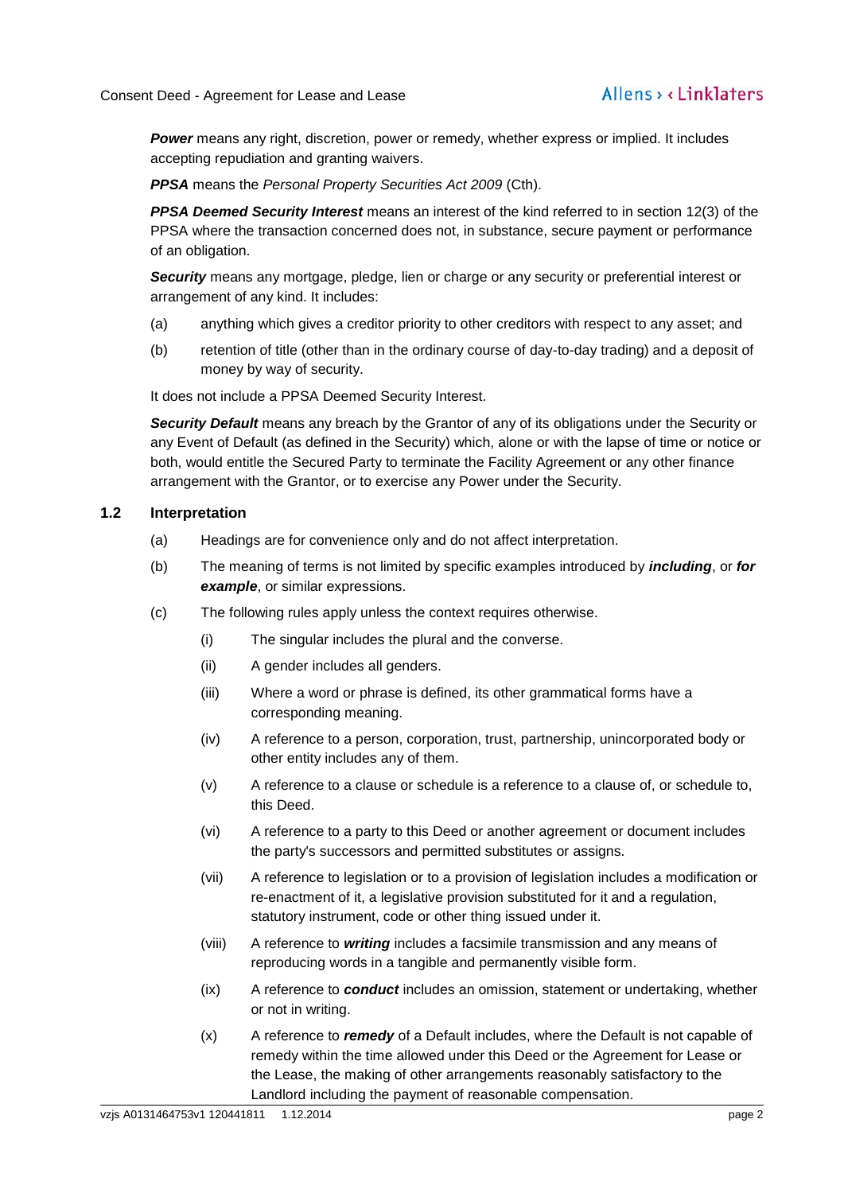***Power*** means any right, discretion, power or remedy, whether express or implied. It includes accepting repudiation and granting waivers.

***PPSA*** means the *Personal Property Securities Act 2009* (Cth).

***PPSA Deemed Security Interest*** means an interest of the kind referred to in section 12(3) of the PPSA where the transaction concerned does not, in substance, secure payment or performance of an obligation.

***Security*** means any mortgage, pledge, lien or charge or any security or preferential interest or arrangement of any kind. It includes:

(a) anything which gives a creditor priority to other creditors with respect to any asset; and

(b) retention of title (other than in the ordinary course of day-to-day trading) and a deposit of money by way of security.

It does not include a PPSA Deemed Security Interest.

***Security Default*** means any breach by the Grantor of any of its obligations under the Security or any Event of Default (as defined in the Security) which, alone or with the lapse of time or notice or both, would entitle the Secured Party to terminate the Facility Agreement or any other finance arrangement with the Grantor, or to exercise any Power under the Security.

## 1.2 Interpretation

(a) Headings are for convenience only and do not affect interpretation.

(b) The meaning of terms is not limited by specific examples introduced by ***including***, or ***for example***, or similar expressions.

(c) The following rules apply unless the context requires otherwise.

(i) The singular includes the plural and the converse.

(ii) A gender includes all genders.

(iii) Where a word or phrase is defined, its other grammatical forms have a corresponding meaning.

(iv) A reference to a person, corporation, trust, partnership, unincorporated body or other entity includes any of them.

(v) A reference to a clause or schedule is a reference to a clause of, or schedule to, this Deed.

(vi) A reference to a party to this Deed or another agreement or document includes the party's successors and permitted substitutes or assigns.

(vii) A reference to legislation or to a provision of legislation includes a modification or re-enactment of it, a legislative provision substituted for it and a regulation, statutory instrument, code or other thing issued under it.

(viii) A reference to ***writing*** includes a facsimile transmission and any means of reproducing words in a tangible and permanently visible form.

(ix) A reference to ***conduct*** includes an omission, statement or undertaking, whether or not in writing.

(x) A reference to ***remedy*** of a Default includes, where the Default is not capable of remedy within the time allowed under this Deed or the Agreement for Lease or the Lease, the making of other arrangements reasonably satisfactory to the Landlord including the payment of reasonable compensation.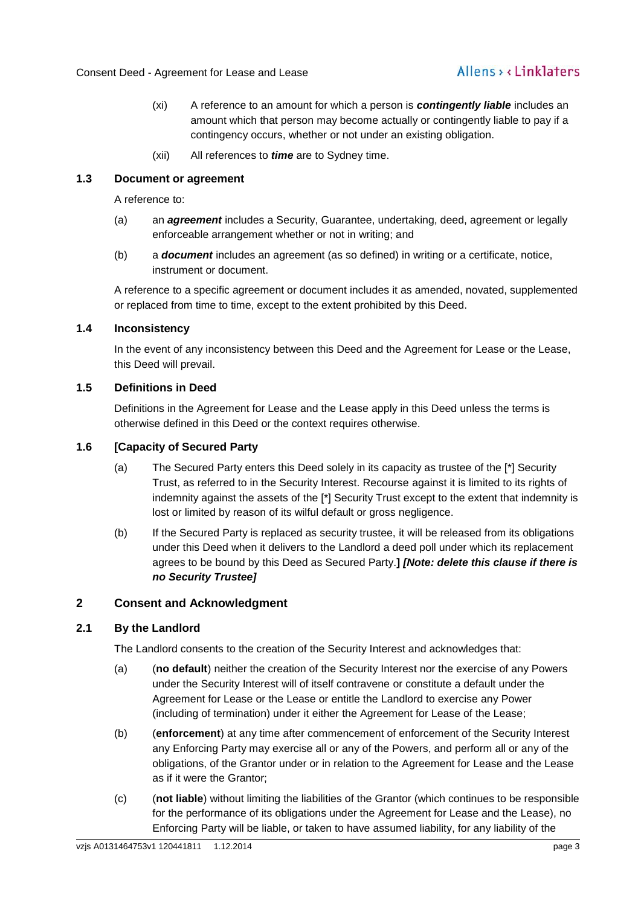(xi) A reference to an amount for which a person is ***contingently liable*** includes an amount which that person may become actually or contingently liable to pay if a contingency occurs, whether or not under an existing obligation.

(xii) All references to ***time*** are to Sydney time.

### 1.3 Document or agreement

A reference to:

(a) an ***agreement*** includes a Security, Guarantee, undertaking, deed, agreement or legally enforceable arrangement whether or not in writing; and

(b) a ***document*** includes an agreement (as so defined) in writing or a certificate, notice, instrument or document.

A reference to a specific agreement or document includes it as amended, novated, supplemented or replaced from time to time, except to the extent prohibited by this Deed.

### 1.4 Inconsistency

In the event of any inconsistency between this Deed and the Agreement for Lease or the Lease, this Deed will prevail.

### 1.5 Definitions in Deed

Definitions in the Agreement for Lease and the Lease apply in this Deed unless the terms is otherwise defined in this Deed or the context requires otherwise.

### 1.6 [Capacity of Secured Party

(a) The Secured Party enters this Deed solely in its capacity as trustee of the [*] Security Trust, as referred to in the Security Interest. Recourse against it is limited to its rights of indemnity against the assets of the [*] Security Trust except to the extent that indemnity is lost or limited by reason of its wilful default or gross negligence.

(b) If the Secured Party is replaced as security trustee, it will be released from its obligations under this Deed when it delivers to the Landlord a deed poll under which its replacement agrees to be bound by this Deed as Secured Party.**]** ***[Note: delete this clause if there is no Security Trustee]***

## 2 Consent and Acknowledgment

### 2.1 By the Landlord

The Landlord consents to the creation of the Security Interest and acknowledges that:

(a) (**no default**) neither the creation of the Security Interest nor the exercise of any Powers under the Security Interest will of itself contravene or constitute a default under the Agreement for Lease or the Lease or entitle the Landlord to exercise any Power (including of termination) under it either the Agreement for Lease of the Lease;

(b) (**enforcement**) at any time after commencement of enforcement of the Security Interest any Enforcing Party may exercise all or any of the Powers, and perform all or any of the obligations, of the Grantor under or in relation to the Agreement for Lease and the Lease as if it were the Grantor;

(c) (**not liable**) without limiting the liabilities of the Grantor (which continues to be responsible for the performance of its obligations under the Agreement for Lease and the Lease), no Enforcing Party will be liable, or taken to have assumed liability, for any liability of the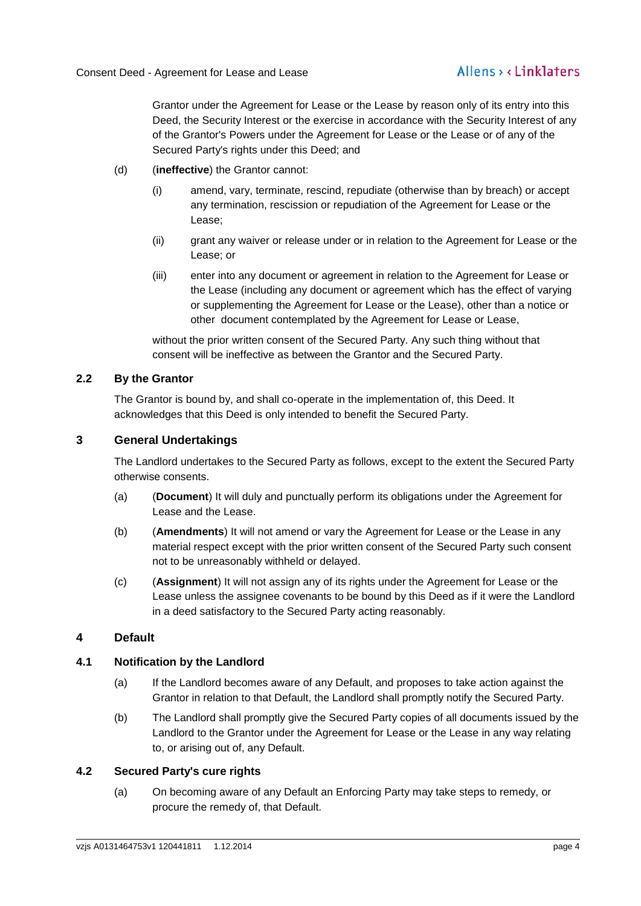Grantor under the Agreement for Lease or the Lease by reason only of its entry into this Deed, the Security Interest or the exercise in accordance with the Security Interest of any of the Grantor's Powers under the Agreement for Lease or the Lease or of any of the Secured Party's rights under this Deed; and

(d) (**ineffective**) the Grantor cannot:

(i) amend, vary, terminate, rescind, repudiate (otherwise than by breach) or accept any termination, rescission or repudiation of the Agreement for Lease or the Lease;

(ii) grant any waiver or release under or in relation to the Agreement for Lease or the Lease; or

(iii) enter into any document or agreement in relation to the Agreement for Lease or the Lease (including any document or agreement which has the effect of varying or supplementing the Agreement for Lease or the Lease), other than a notice or other document contemplated by the Agreement for Lease or Lease,

without the prior written consent of the Secured Party. Any such thing without that consent will be ineffective as between the Grantor and the Secured Party.

### 2.2 By the Grantor

The Grantor is bound by, and shall co-operate in the implementation of, this Deed. It acknowledges that this Deed is only intended to benefit the Secured Party.

## 3 General Undertakings

The Landlord undertakes to the Secured Party as follows, except to the extent the Secured Party otherwise consents.

(a) (**Document**) It will duly and punctually perform its obligations under the Agreement for Lease and the Lease.

(b) (**Amendments**) It will not amend or vary the Agreement for Lease or the Lease in any material respect except with the prior written consent of the Secured Party such consent not to be unreasonably withheld or delayed.

(c) (**Assignment**) It will not assign any of its rights under the Agreement for Lease or the Lease unless the assignee covenants to be bound by this Deed as if it were the Landlord in a deed satisfactory to the Secured Party acting reasonably.

## 4 Default

### 4.1 Notification by the Landlord

(a) If the Landlord becomes aware of any Default, and proposes to take action against the Grantor in relation to that Default, the Landlord shall promptly notify the Secured Party.

(b) The Landlord shall promptly give the Secured Party copies of all documents issued by the Landlord to the Grantor under the Agreement for Lease or the Lease in any way relating to, or arising out of, any Default.

### 4.2 Secured Party's cure rights

(a) On becoming aware of any Default an Enforcing Party may take steps to remedy, or procure the remedy of, that Default.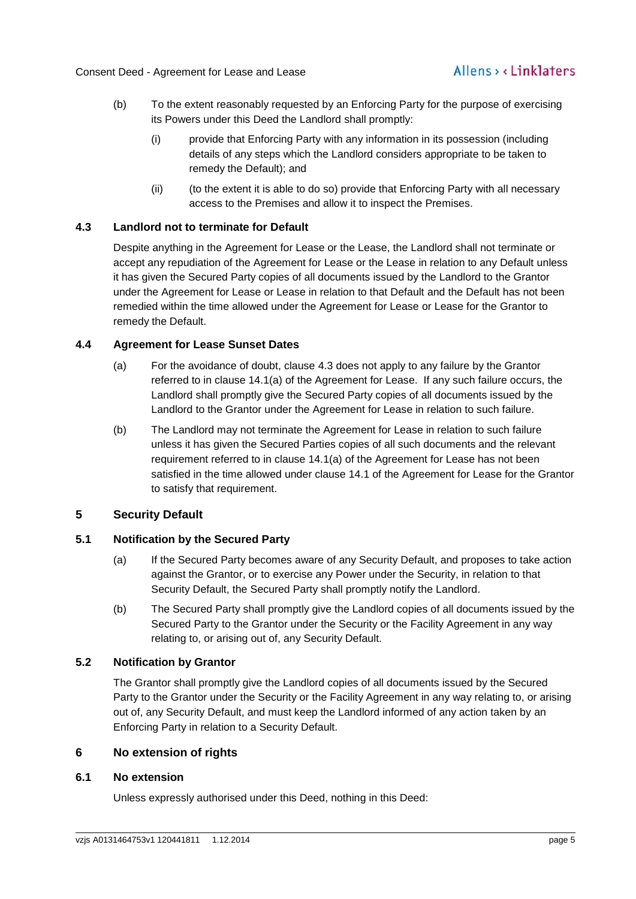(b) To the extent reasonably requested by an Enforcing Party for the purpose of exercising its Powers under this Deed the Landlord shall promptly:

 (i) provide that Enforcing Party with any information in its possession (including details of any steps which the Landlord considers appropriate to be taken to remedy the Default); and

 (ii) (to the extent it is able to do so) provide that Enforcing Party with all necessary access to the Premises and allow it to inspect the Premises.

### 4.3 Landlord not to terminate for Default

Despite anything in the Agreement for Lease or the Lease, the Landlord shall not terminate or accept any repudiation of the Agreement for Lease or the Lease in relation to any Default unless it has given the Secured Party copies of all documents issued by the Landlord to the Grantor under the Agreement for Lease or Lease in relation to that Default and the Default has not been remedied within the time allowed under the Agreement for Lease or Lease for the Grantor to remedy the Default.

### 4.4 Agreement for Lease Sunset Dates

(a) For the avoidance of doubt, clause 4.3 does not apply to any failure by the Grantor referred to in clause 14.1(a) of the Agreement for Lease. If any such failure occurs, the Landlord shall promptly give the Secured Party copies of all documents issued by the Landlord to the Grantor under the Agreement for Lease in relation to such failure.

(b) The Landlord may not terminate the Agreement for Lease in relation to such failure unless it has given the Secured Parties copies of all such documents and the relevant requirement referred to in clause 14.1(a) of the Agreement for Lease has not been satisfied in the time allowed under clause 14.1 of the Agreement for Lease for the Grantor to satisfy that requirement.

## 5 Security Default

### 5.1 Notification by the Secured Party

(a) If the Secured Party becomes aware of any Security Default, and proposes to take action against the Grantor, or to exercise any Power under the Security, in relation to that Security Default, the Secured Party shall promptly notify the Landlord.

(b) The Secured Party shall promptly give the Landlord copies of all documents issued by the Secured Party to the Grantor under the Security or the Facility Agreement in any way relating to, or arising out of, any Security Default.

### 5.2 Notification by Grantor

The Grantor shall promptly give the Landlord copies of all documents issued by the Secured Party to the Grantor under the Security or the Facility Agreement in any way relating to, or arising out of, any Security Default, and must keep the Landlord informed of any action taken by an Enforcing Party in relation to a Security Default.

## 6 No extension of rights

### 6.1 No extension

Unless expressly authorised under this Deed, nothing in this Deed: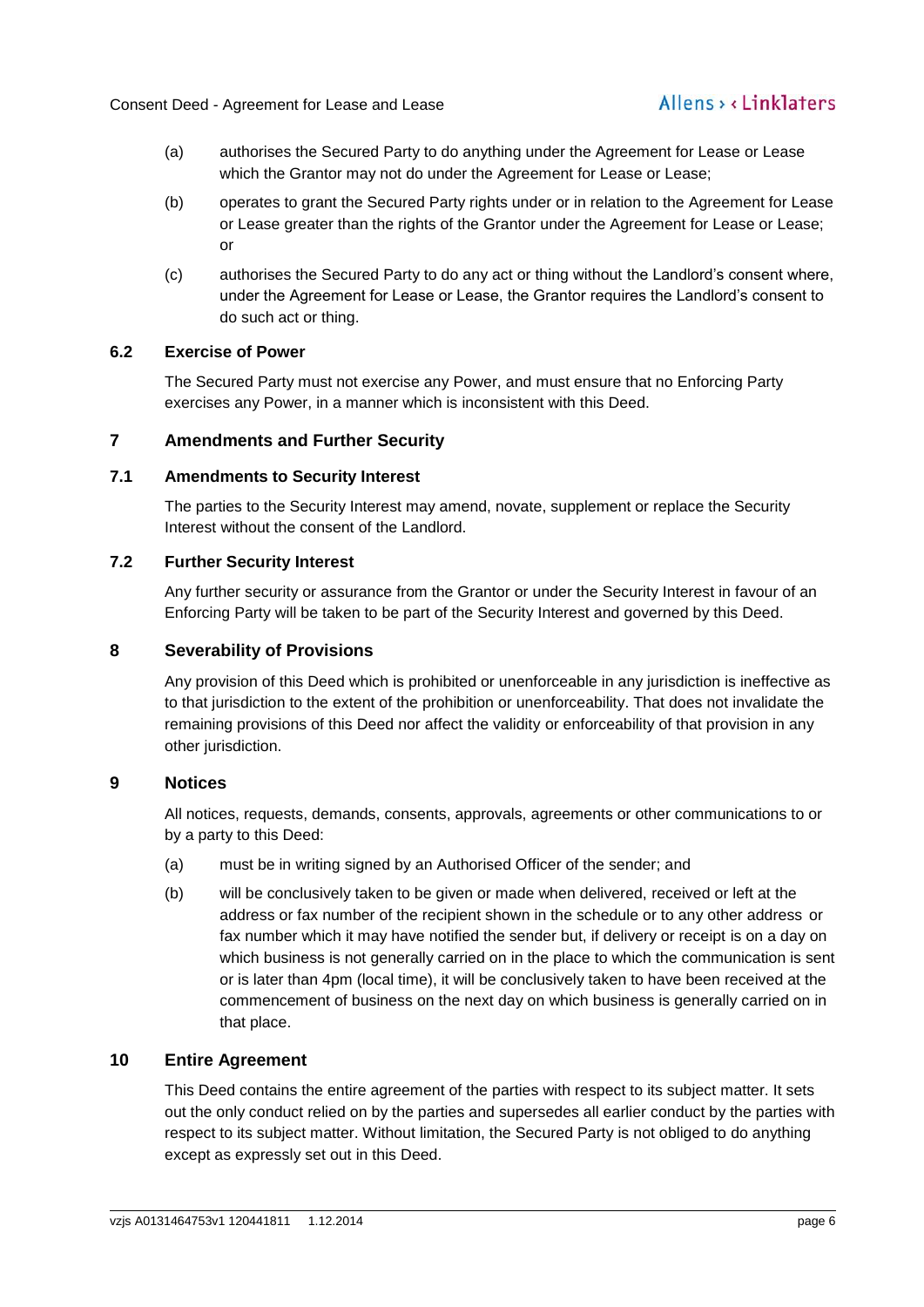(a) authorises the Secured Party to do anything under the Agreement for Lease or Lease which the Grantor may not do under the Agreement for Lease or Lease;

(b) operates to grant the Secured Party rights under or in relation to the Agreement for Lease or Lease greater than the rights of the Grantor under the Agreement for Lease or Lease; or

(c) authorises the Secured Party to do any act or thing without the Landlord's consent where, under the Agreement for Lease or Lease, the Grantor requires the Landlord's consent to do such act or thing.

### 6.2 Exercise of Power

The Secured Party must not exercise any Power, and must ensure that no Enforcing Party exercises any Power, in a manner which is inconsistent with this Deed.

## 7 Amendments and Further Security

### 7.1 Amendments to Security Interest

The parties to the Security Interest may amend, novate, supplement or replace the Security Interest without the consent of the Landlord.

### 7.2 Further Security Interest

Any further security or assurance from the Grantor or under the Security Interest in favour of an Enforcing Party will be taken to be part of the Security Interest and governed by this Deed.

## 8 Severability of Provisions

Any provision of this Deed which is prohibited or unenforceable in any jurisdiction is ineffective as to that jurisdiction to the extent of the prohibition or unenforceability. That does not invalidate the remaining provisions of this Deed nor affect the validity or enforceability of that provision in any other jurisdiction.

## 9 Notices

All notices, requests, demands, consents, approvals, agreements or other communications to or by a party to this Deed:

(a) must be in writing signed by an Authorised Officer of the sender; and

(b) will be conclusively taken to be given or made when delivered, received or left at the address or fax number of the recipient shown in the schedule or to any other address or fax number which it may have notified the sender but, if delivery or receipt is on a day on which business is not generally carried on in the place to which the communication is sent or is later than 4pm (local time), it will be conclusively taken to have been received at the commencement of business on the next day on which business is generally carried on in that place.

## 10 Entire Agreement

This Deed contains the entire agreement of the parties with respect to its subject matter. It sets out the only conduct relied on by the parties and supersedes all earlier conduct by the parties with respect to its subject matter. Without limitation, the Secured Party is not obliged to do anything except as expressly set out in this Deed.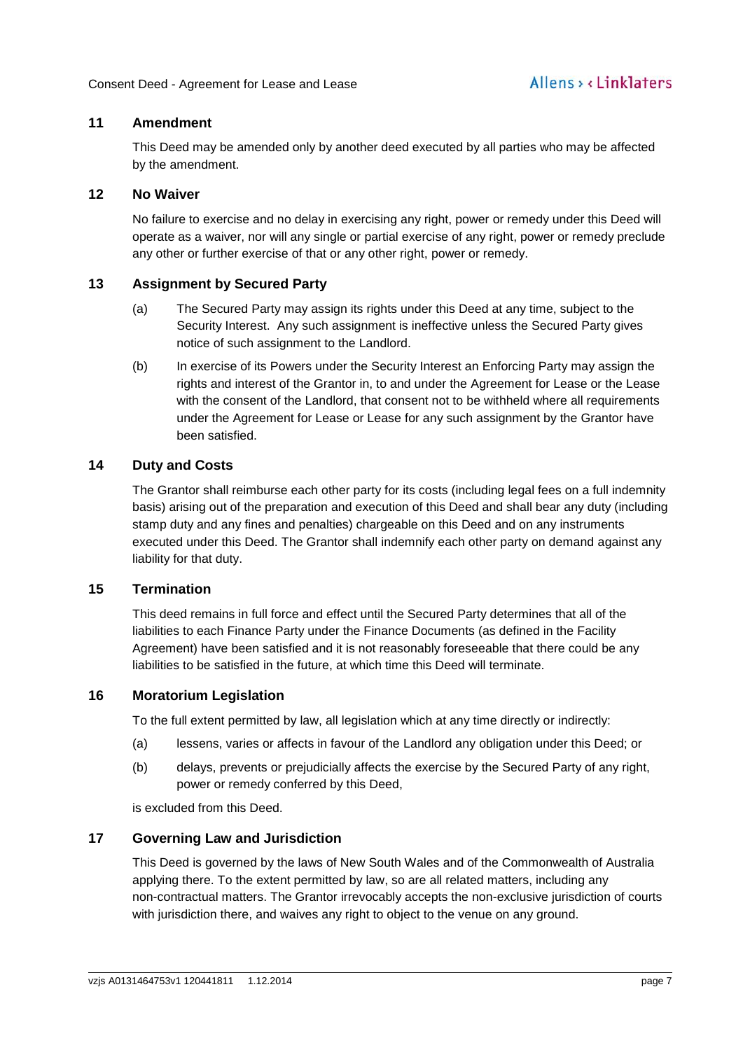## 11 Amendment

This Deed may be amended only by another deed executed by all parties who may be affected by the amendment.

## 12 No Waiver

No failure to exercise and no delay in exercising any right, power or remedy under this Deed will operate as a waiver, nor will any single or partial exercise of any right, power or remedy preclude any other or further exercise of that or any other right, power or remedy.

## 13 Assignment by Secured Party

(a) The Secured Party may assign its rights under this Deed at any time, subject to the Security Interest. Any such assignment is ineffective unless the Secured Party gives notice of such assignment to the Landlord.

(b) In exercise of its Powers under the Security Interest an Enforcing Party may assign the rights and interest of the Grantor in, to and under the Agreement for Lease or the Lease with the consent of the Landlord, that consent not to be withheld where all requirements under the Agreement for Lease or Lease for any such assignment by the Grantor have been satisfied.

## 14 Duty and Costs

The Grantor shall reimburse each other party for its costs (including legal fees on a full indemnity basis) arising out of the preparation and execution of this Deed and shall bear any duty (including stamp duty and any fines and penalties) chargeable on this Deed and on any instruments executed under this Deed. The Grantor shall indemnify each other party on demand against any liability for that duty.

## 15 Termination

This deed remains in full force and effect until the Secured Party determines that all of the liabilities to each Finance Party under the Finance Documents (as defined in the Facility Agreement) have been satisfied and it is not reasonably foreseeable that there could be any liabilities to be satisfied in the future, at which time this Deed will terminate.

## 16 Moratorium Legislation

To the full extent permitted by law, all legislation which at any time directly or indirectly:

(a) lessens, varies or affects in favour of the Landlord any obligation under this Deed; or

(b) delays, prevents or prejudicially affects the exercise by the Secured Party of any right, power or remedy conferred by this Deed,

is excluded from this Deed.

## 17 Governing Law and Jurisdiction

This Deed is governed by the laws of New South Wales and of the Commonwealth of Australia applying there. To the extent permitted by law, so are all related matters, including any non-contractual matters. The Grantor irrevocably accepts the non-exclusive jurisdiction of courts with jurisdiction there, and waives any right to object to the venue on any ground.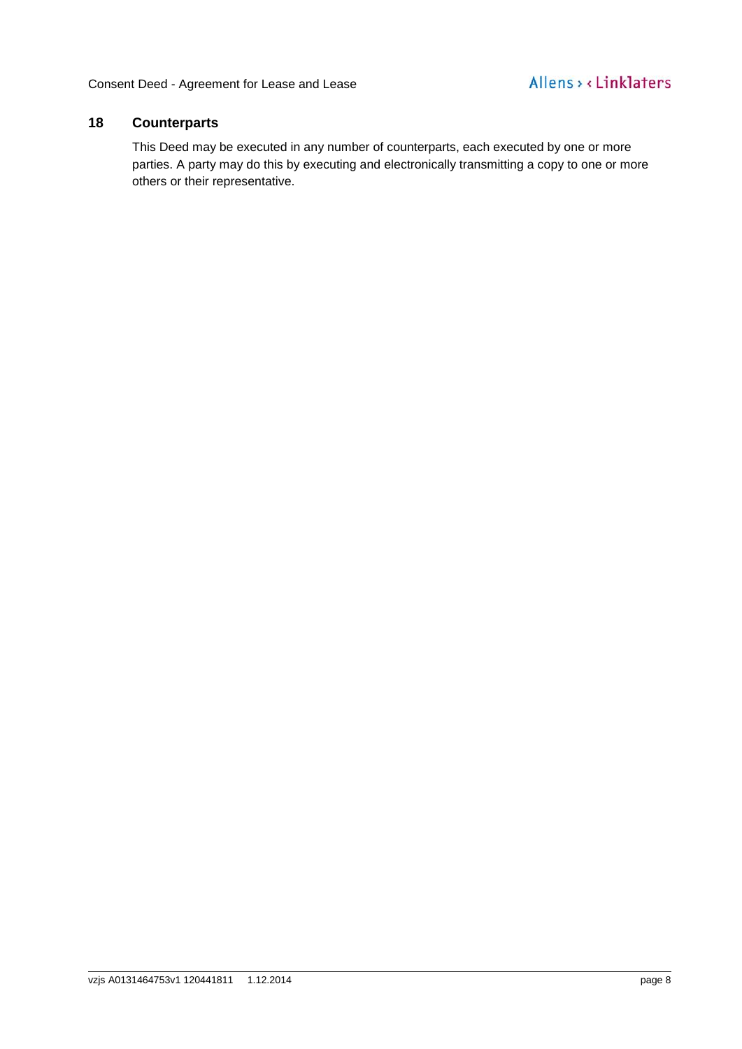## 18 Counterparts

This Deed may be executed in any number of counterparts, each executed by one or more parties. A party may do this by executing and electronically transmitting a copy to one or more others or their representative.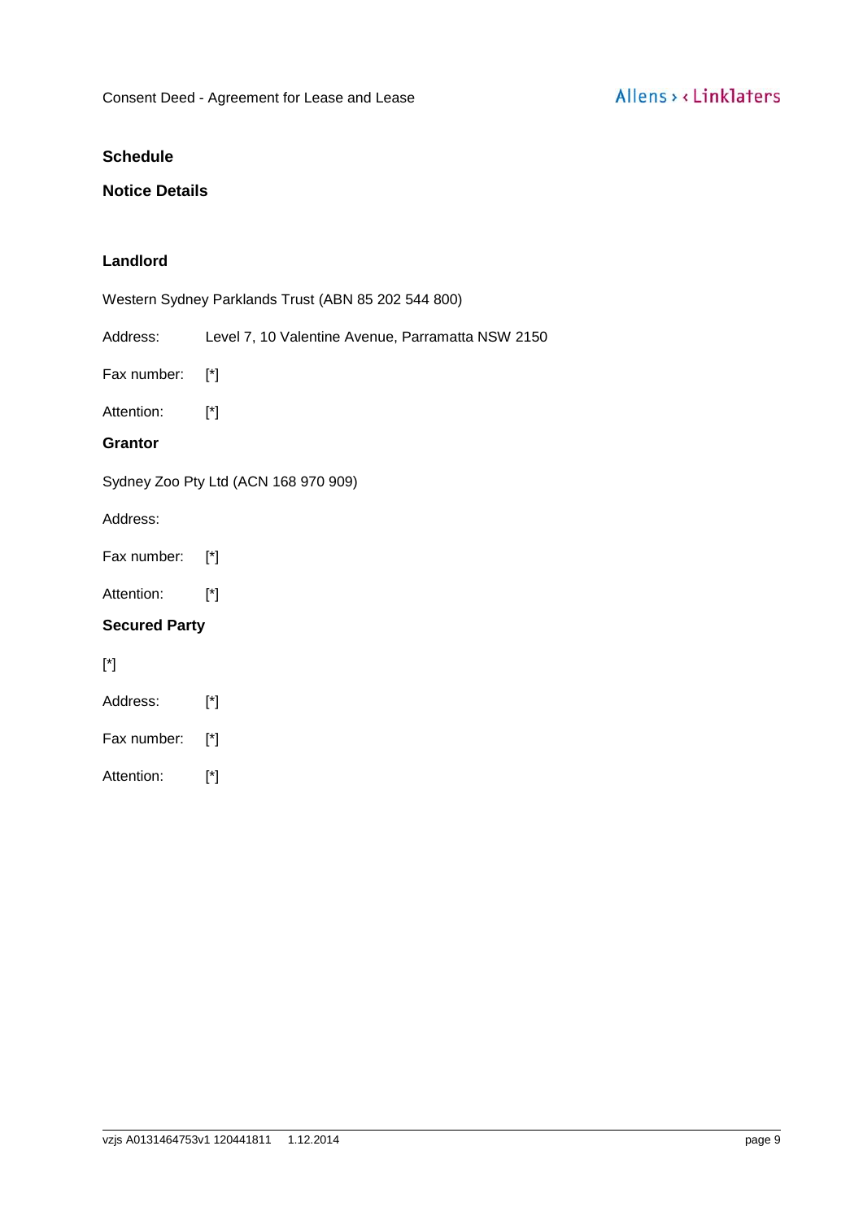## Schedule

## Notice Details

### Landlord

Western Sydney Parklands Trust (ABN 85 202 544 800)

Address: Level 7, 10 Valentine Avenue, Parramatta NSW 2150

Fax number: [*]

Attention: [*]

### Grantor

Sydney Zoo Pty Ltd (ACN 168 970 909)

Address:

Fax number: [*]

Attention: [*]

### Secured Party

[*]

Address: [*]

Fax number: [*]

Attention: [*]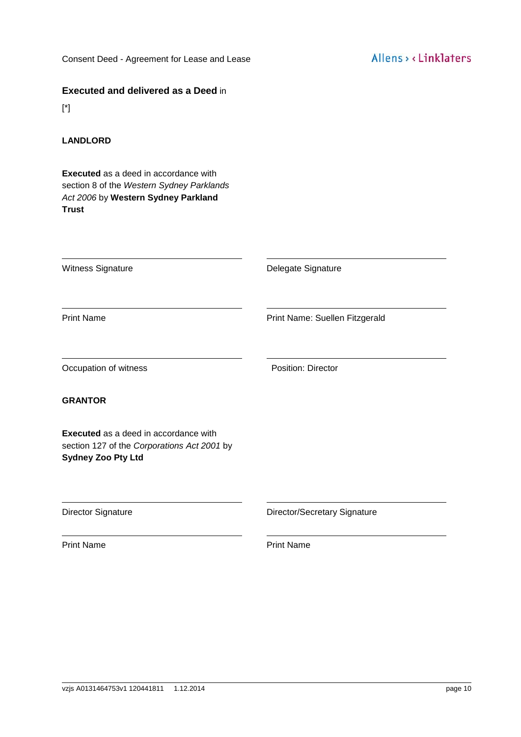**Executed and delivered as a Deed** in

[*]

**LANDLORD**

**Executed** as a deed in accordance with section 8 of the *Western Sydney Parklands Act 2006* by **Western Sydney Parkland Trust**

| | |
|---|---|
| Witness Signature | Delegate Signature |
| Print Name | Print Name: Suellen Fitzgerald |
| Occupation of witness | Position: Director |

**GRANTOR**

**Executed** as a deed in accordance with section 127 of the *Corporations Act 2001* by **Sydney Zoo Pty Ltd**

| | |
|---|---|
| Director Signature | Director/Secretary Signature |
| Print Name | Print Name |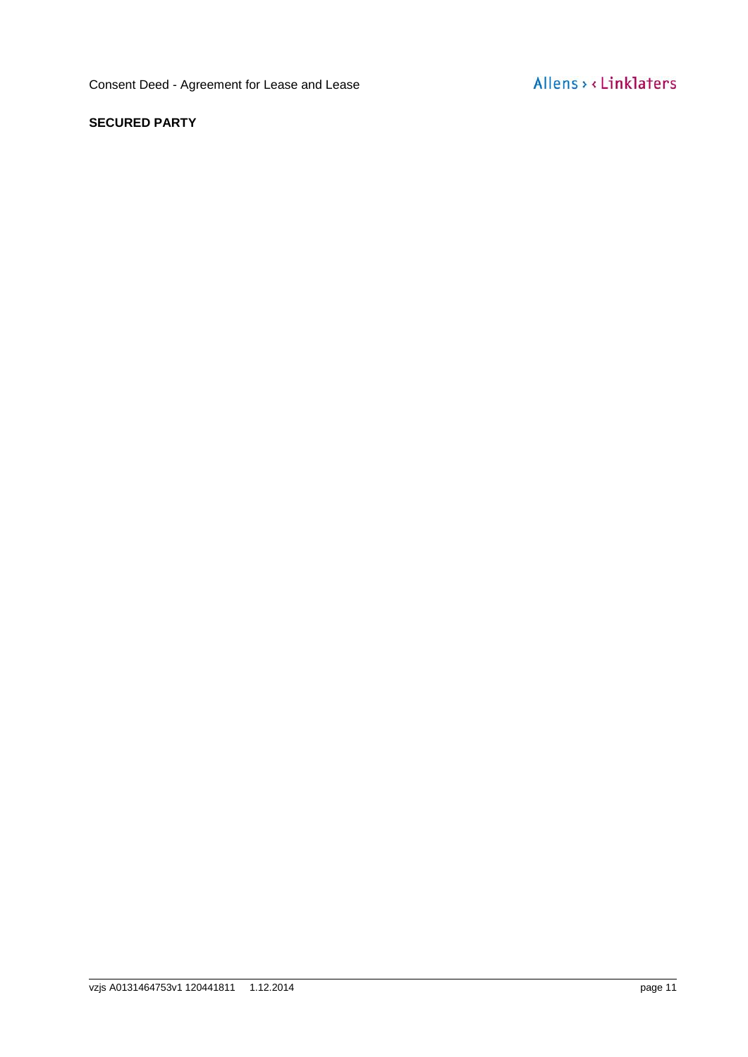**SECURED PARTY**